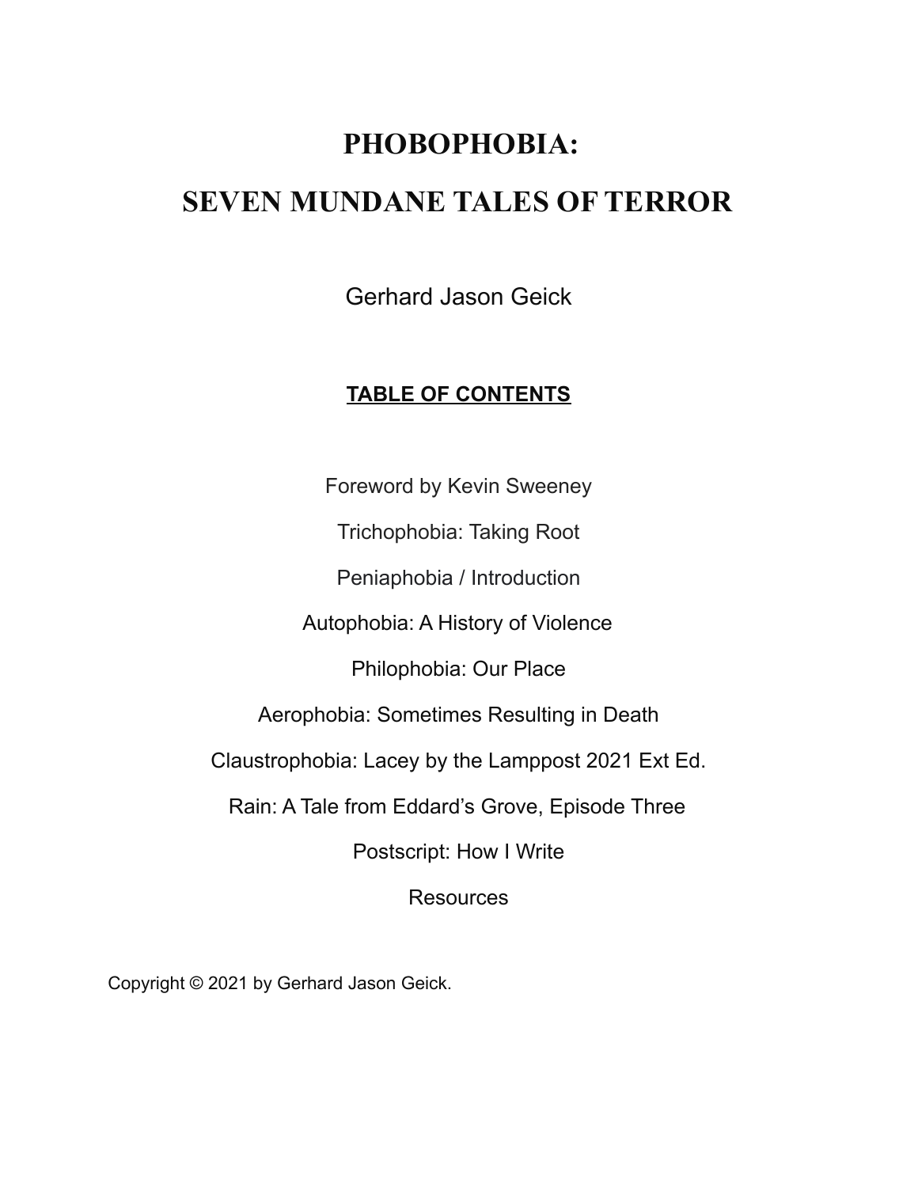# PHOBOPHOBIA:

# SEVEN MUNDANE TALES OF TERROR

Gerhard Jason Geick

## TABLE OF CONTENTS

Foreword by Kevin Sweeney

Trichophobia: Taking Root

Peniaphobia / Introduction

Autophobia: A History of Violence

Philophobia: Our Place

Aerophobia: Sometimes Resulting in Death

Claustrophobia: Lacey by the Lamppost 2021 Ext Ed.

Rain: A Tale from Eddard's Grove, Episode Three

Postscript: How I Write

Resources

Copyright © 2021 by Gerhard Jason Geick.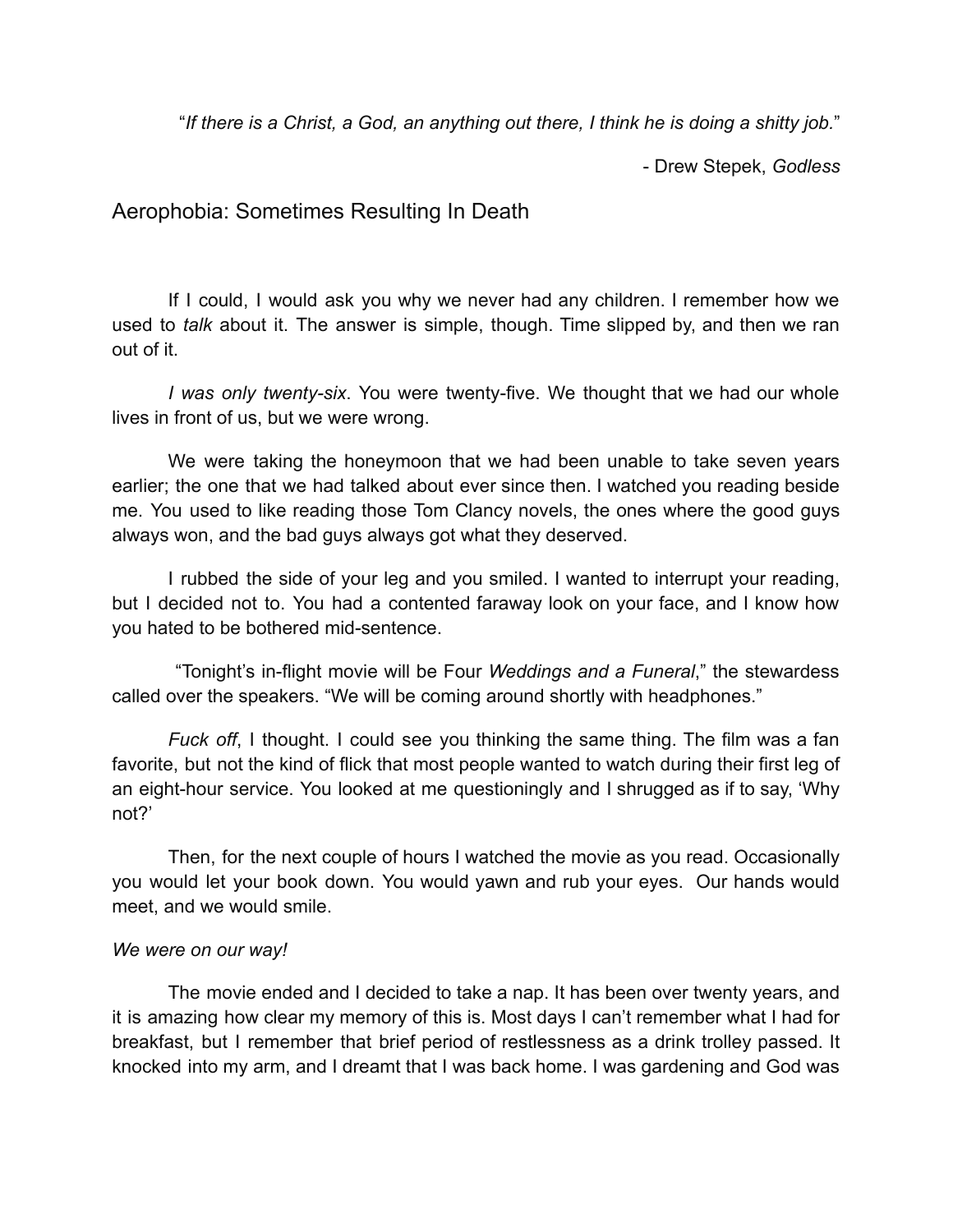"*If there is a Christ, a God, an anything out there, I think he is doing a shitty job.*"

- Drew Stepek, *Godless*

## Aerophobia: Sometimes Resulting In Death

If I could, I would ask you why we never had any children. I remember how we used to *talk* about it. The answer is simple, though. Time slipped by, and then we ran out of it.

*I was only twenty-six*. You were twenty-five. We thought that we had our whole lives in front of us, but we were wrong.

We were taking the honeymoon that we had been unable to take seven years earlier; the one that we had talked about ever since then. I watched you reading beside me. You used to like reading those Tom Clancy novels, the ones where the good guys always won, and the bad guys always got what they deserved.

I rubbed the side of your leg and you smiled. I wanted to interrupt your reading, but I decided not to. You had a contented faraway look on your face, and I know how you hated to be bothered mid-sentence.

"Tonight's in-flight movie will be Four *Weddings and a Funeral*," the stewardess called over the speakers. "We will be coming around shortly with headphones."

*Fuck off*, I thought. I could see you thinking the same thing. The film was a fan favorite, but not the kind of flick that most people wanted to watch during their first leg of an eight-hour service. You looked at me questioningly and I shrugged as if to say, 'Why not?'

Then, for the next couple of hours I watched the movie as you read. Occasionally you would let your book down. You would yawn and rub your eyes. Our hands would meet, and we would smile.

*We were on our way!*

The movie ended and I decided to take a nap. It has been over twenty years, and it is amazing how clear my memory of this is. Most days I can't remember what I had for breakfast, but I remember that brief period of restlessness as a drink trolley passed. It knocked into my arm, and I dreamt that I was back home. I was gardening and God was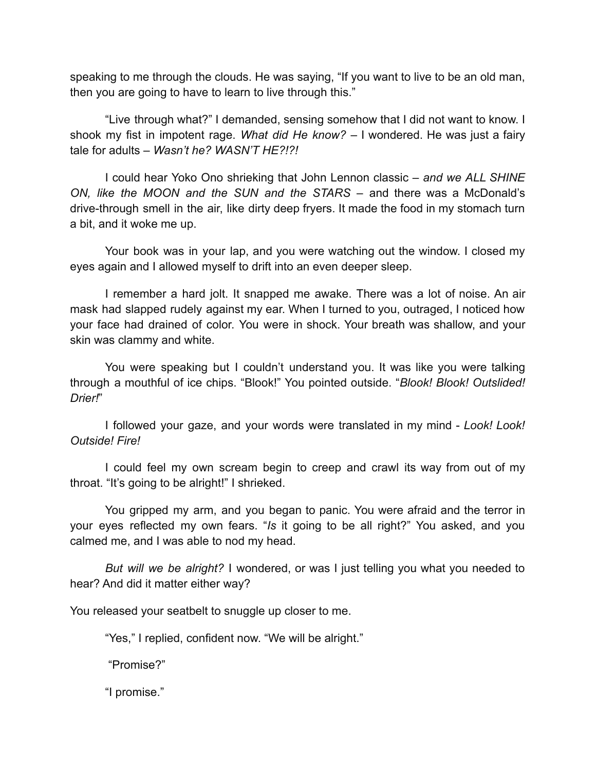speaking to me through the clouds. He was saying, "If you want to live to be an old man, then you are going to have to learn to live through this."

"Live through what?" I demanded, sensing somehow that I did not want to know. I shook my fist in impotent rage. *What did He know?* – I wondered. He was just a fairy tale for adults – *Wasn't he? WASN'T HE?!?!*

I could hear Yoko Ono shrieking that John Lennon classic – *and we ALL SHINE ON, like the MOON and the SUN and the STARS* – and there was a McDonald's drive-through smell in the air, like dirty deep fryers. It made the food in my stomach turn a bit, and it woke me up.

Your book was in your lap, and you were watching out the window. I closed my eyes again and I allowed myself to drift into an even deeper sleep.

I remember a hard jolt. It snapped me awake. There was a lot of noise. An air mask had slapped rudely against my ear. When I turned to you, outraged, I noticed how your face had drained of color. You were in shock. Your breath was shallow, and your skin was clammy and white.

You were speaking but I couldn't understand you. It was like you were talking through a mouthful of ice chips. "Blook!" You pointed outside. "*Blook! Blook! Outslided! Drier!*"

I followed your gaze, and your words were translated in my mind - *Look! Look! Outside! Fire!*

I could feel my own scream begin to creep and crawl its way from out of my throat. "It's going to be alright!" I shrieked.

You gripped my arm, and you began to panic. You were afraid and the terror in your eyes reflected my own fears. "*Is* it going to be all right?" You asked, and you calmed me, and I was able to nod my head.

*But will we be alright?* I wondered, or was I just telling you what you needed to hear? And did it matter either way?

You released your seatbelt to snuggle up closer to me.

"Yes," I replied, confident now. "We will be alright."

"Promise?"

"I promise."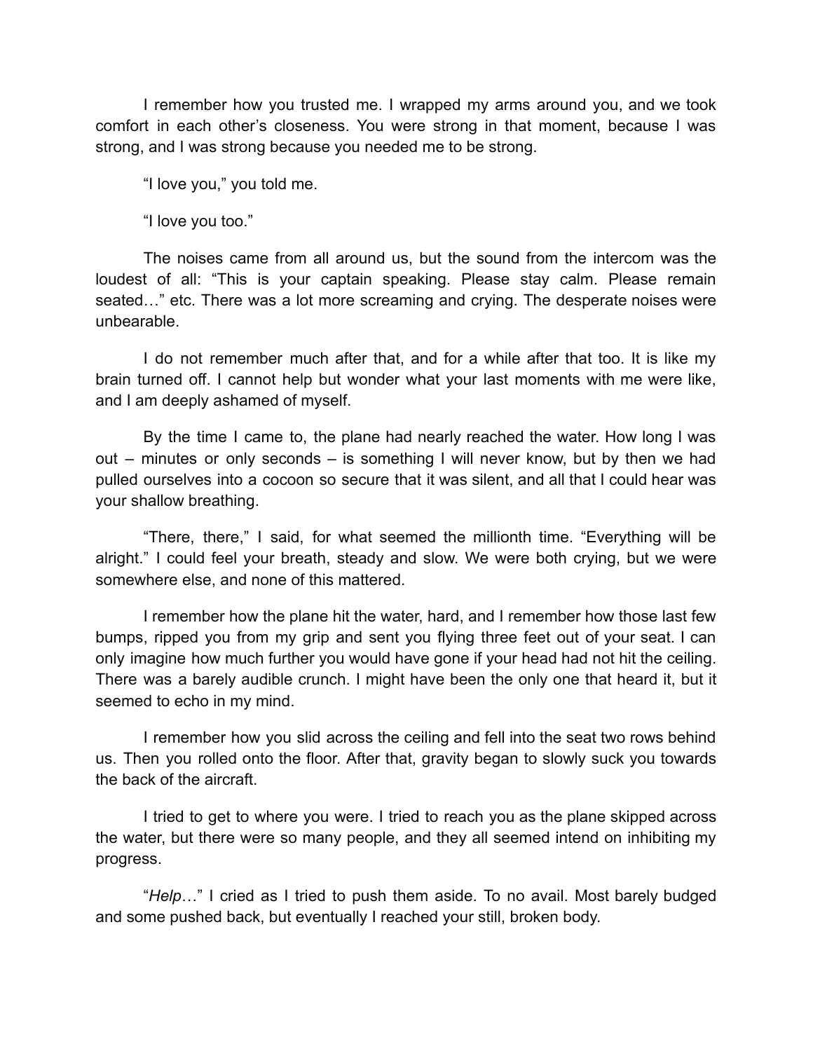I remember how you trusted me. I wrapped my arms around you, and we took comfort in each other's closeness. You were strong in that moment, because I was strong, and I was strong because you needed me to be strong.

"I love you," you told me.

"I love you too."

The noises came from all around us, but the sound from the intercom was the loudest of all: "This is your captain speaking. Please stay calm. Please remain seated…" etc. There was a lot more screaming and crying. The desperate noises were unbearable.

I do not remember much after that, and for a while after that too. It is like my brain turned off. I cannot help but wonder what your last moments with me were like, and I am deeply ashamed of myself.

By the time I came to, the plane had nearly reached the water. How long I was out – minutes or only seconds – is something I will never know, but by then we had pulled ourselves into a cocoon so secure that it was silent, and all that I could hear was your shallow breathing.

"There, there," I said, for what seemed the millionth time. "Everything will be alright." I could feel your breath, steady and slow. We were both crying, but we were somewhere else, and none of this mattered.

I remember how the plane hit the water, hard, and I remember how those last few bumps, ripped you from my grip and sent you flying three feet out of your seat. I can only imagine how much further you would have gone if your head had not hit the ceiling. There was a barely audible crunch. I might have been the only one that heard it, but it seemed to echo in my mind.

I remember how you slid across the ceiling and fell into the seat two rows behind us. Then you rolled onto the floor. After that, gravity began to slowly suck you towards the back of the aircraft.

I tried to get to where you were. I tried to reach you as the plane skipped across the water, but there were so many people, and they all seemed intend on inhibiting my progress.

"*Help*…" I cried as I tried to push them aside. To no avail. Most barely budged and some pushed back, but eventually I reached your still, broken body.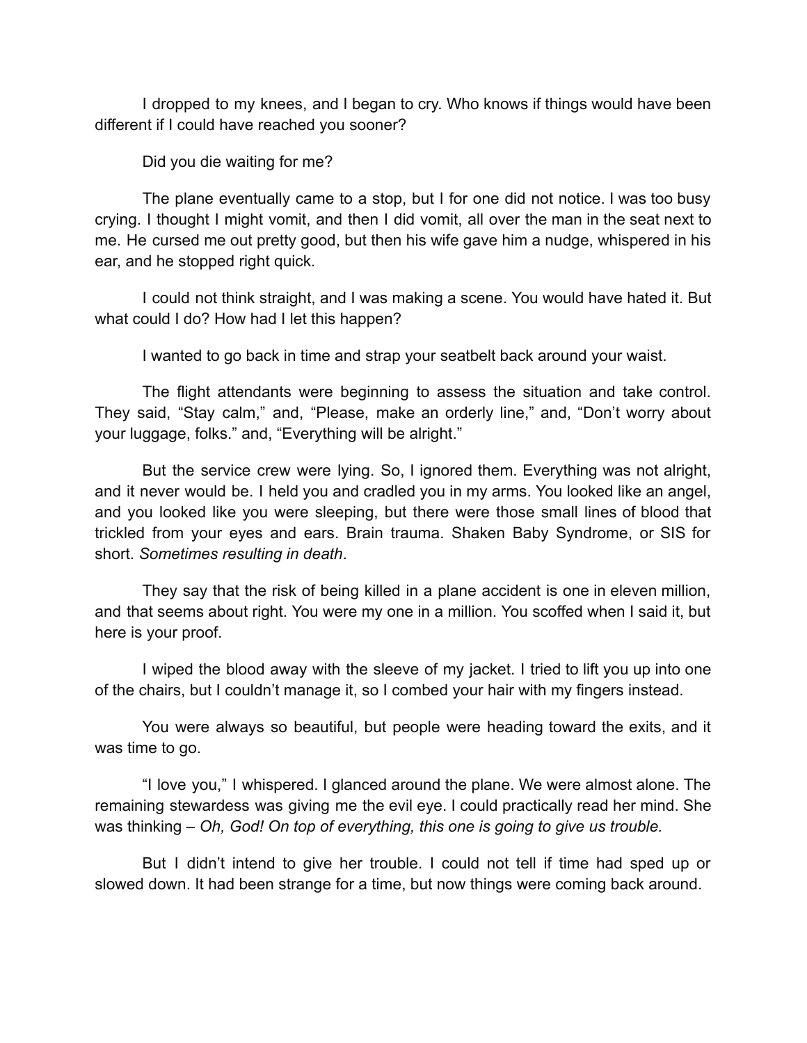I dropped to my knees, and I began to cry. Who knows if things would have been different if I could have reached you sooner?

Did you die waiting for me?

The plane eventually came to a stop, but I for one did not notice. I was too busy crying. I thought I might vomit, and then I did vomit, all over the man in the seat next to me. He cursed me out pretty good, but then his wife gave him a nudge, whispered in his ear, and he stopped right quick.

I could not think straight, and I was making a scene. You would have hated it. But what could I do? How had I let this happen?

I wanted to go back in time and strap your seatbelt back around your waist.

The flight attendants were beginning to assess the situation and take control. They said, "Stay calm," and, "Please, make an orderly line," and, "Don't worry about your luggage, folks." and, "Everything will be alright."

But the service crew were lying. So, I ignored them. Everything was not alright, and it never would be. I held you and cradled you in my arms. You looked like an angel, and you looked like you were sleeping, but there were those small lines of blood that trickled from your eyes and ears. Brain trauma. Shaken Baby Syndrome, or SIS for short. *Sometimes resulting in death*.

They say that the risk of being killed in a plane accident is one in eleven million, and that seems about right. You were my one in a million. You scoffed when I said it, but here is your proof.

I wiped the blood away with the sleeve of my jacket. I tried to lift you up into one of the chairs, but I couldn't manage it, so I combed your hair with my fingers instead.

You were always so beautiful, but people were heading toward the exits, and it was time to go.

"I love you," I whispered. I glanced around the plane. We were almost alone. The remaining stewardess was giving me the evil eye. I could practically read her mind. She was thinking – *Oh, God! On top of everything, this one is going to give us trouble.*

But I didn't intend to give her trouble. I could not tell if time had sped up or slowed down. It had been strange for a time, but now things were coming back around.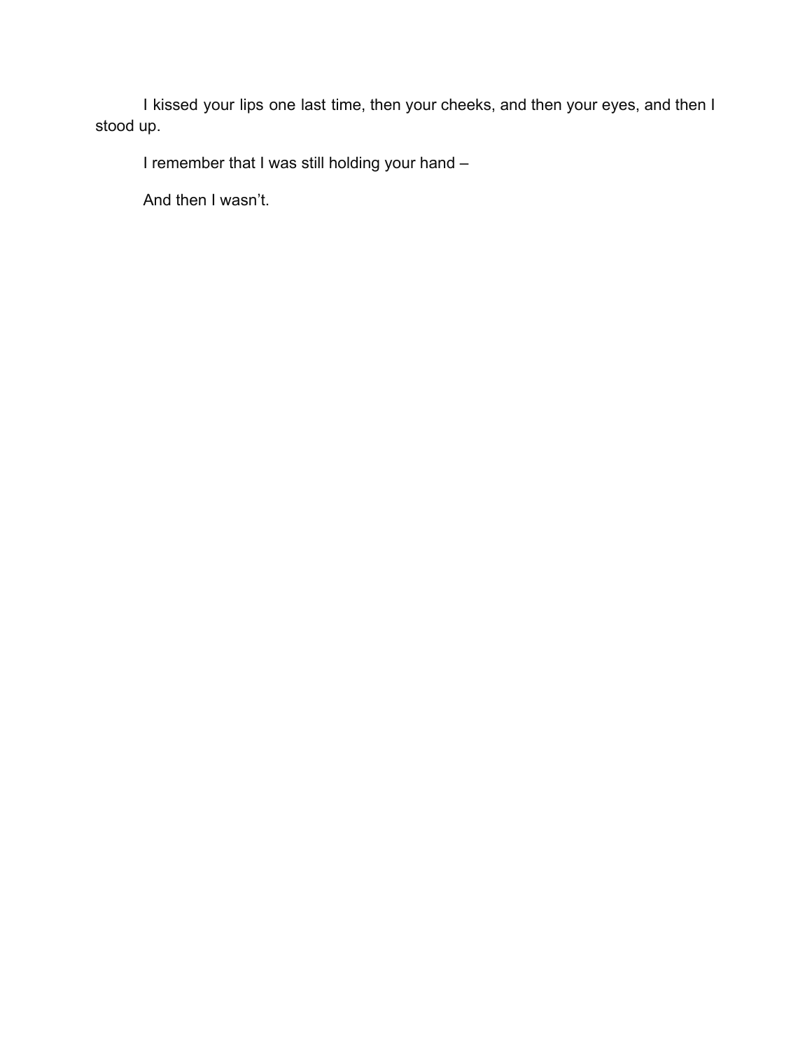I kissed your lips one last time, then your cheeks, and then your eyes, and then I stood up.

I remember that I was still holding your hand –

And then I wasn't.